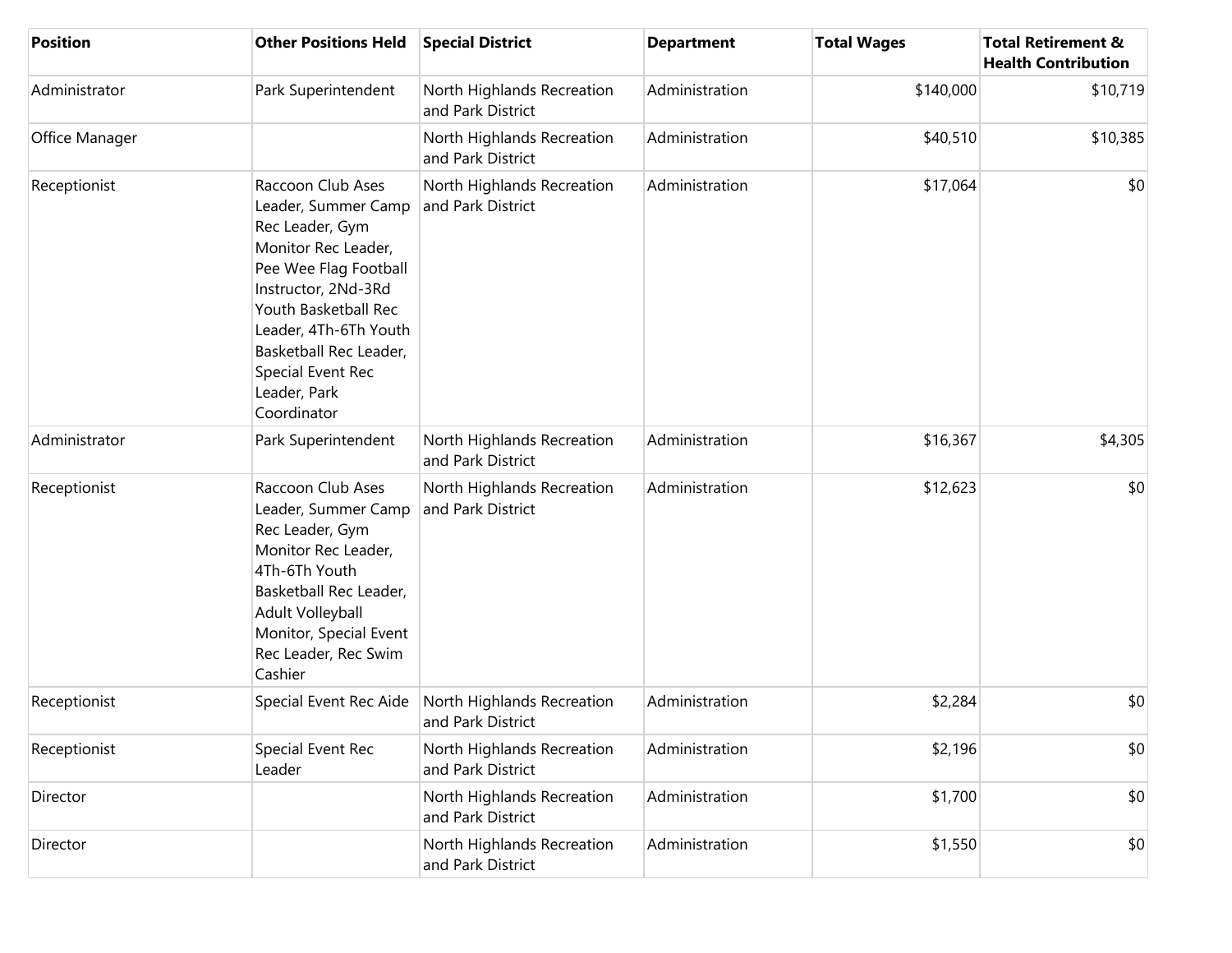| Position | Other Positions Held | Special District | Department | Total Wages | Total Retirement & Health Contribution |
| --- | --- | --- | --- | --- | --- |
| Administrator | Park Superintendent | North Highlands Recreation and Park District | Administration | $140,000 | $10,719 |
| Office Manager | | North Highlands Recreation and Park District | Administration | $40,510 | $10,385 |
| Receptionist | Raccoon Club Ases Leader, Summer Camp Rec Leader, Gym Monitor Rec Leader, Pee Wee Flag Football Instructor, 2Nd-3Rd Youth Basketball Rec Leader, 4Th-6Th Youth Basketball Rec Leader, Special Event Rec Leader, Park Coordinator | North Highlands Recreation and Park District | Administration | $17,064 | $0 |
| Administrator | Park Superintendent | North Highlands Recreation and Park District | Administration | $16,367 | $4,305 |
| Receptionist | Raccoon Club Ases Leader, Summer Camp Rec Leader, Gym Monitor Rec Leader, 4Th-6Th Youth Basketball Rec Leader, Adult Volleyball Monitor, Special Event Rec Leader, Rec Swim Cashier | North Highlands Recreation and Park District | Administration | $12,623 | $0 |
| Receptionist | Special Event Rec Aide | North Highlands Recreation and Park District | Administration | $2,284 | $0 |
| Receptionist | Special Event Rec Leader | North Highlands Recreation and Park District | Administration | $2,196 | $0 |
| Director | | North Highlands Recreation and Park District | Administration | $1,700 | $0 |
| Director | | North Highlands Recreation and Park District | Administration | $1,550 | $0 |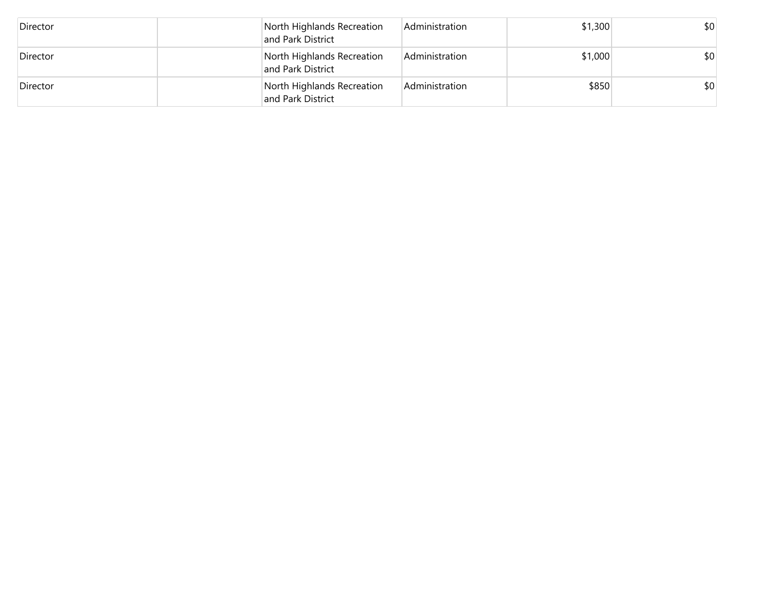| | | | | | |
|---|---|---|---|---|---|
| Director | | North Highlands Recreation and Park District | Administration | $1,300 | $0 |
| Director | | North Highlands Recreation and Park District | Administration | $1,000 | $0 |
| Director | | North Highlands Recreation and Park District | Administration | $850 | $0 |